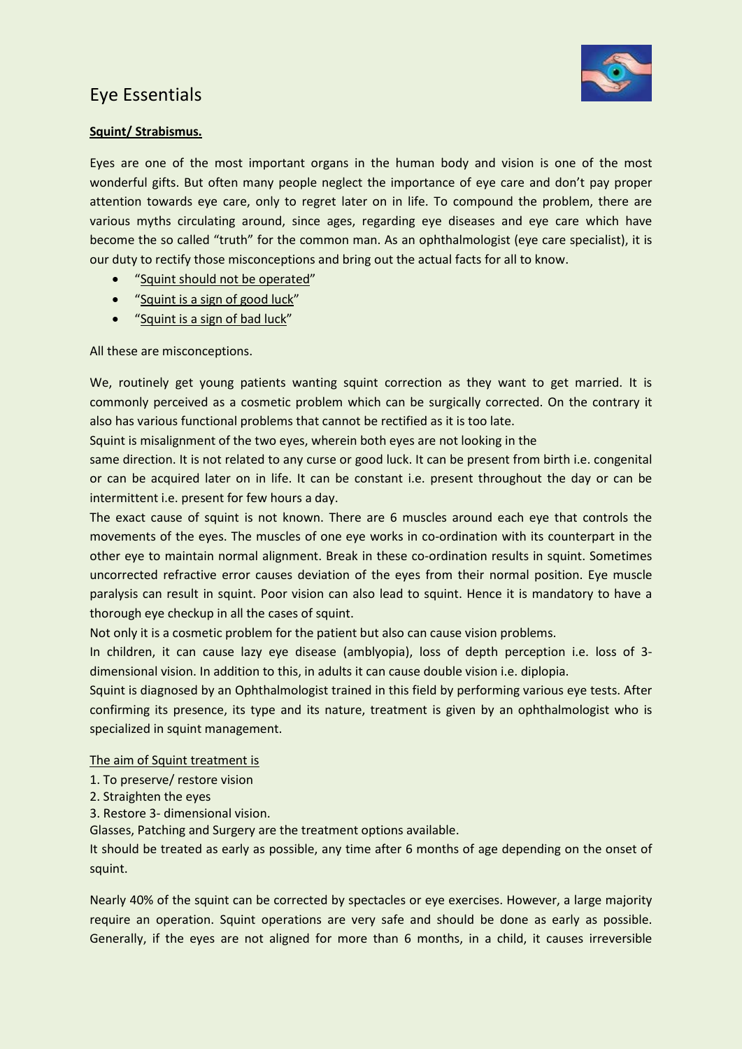# Eye Essentials

**Squint/ Strabismus.**

Eyes are one of the most important organs in the human body and vision is one of the most wonderful gifts. But often many people neglect the importance of eye care and don't pay proper attention towards eye care, only to regret later on in life. To compound the problem, there are various myths circulating around, since ages, regarding eye diseases and eye care which have become the so called "truth" for the common man. As an ophthalmologist (eye care specialist), it is our duty to rectify those misconceptions and bring out the actual facts for all to know.

- "Squint should not be operated"
- "Squint is a sign of good luck"
- "Squint is a sign of bad luck"

All these are misconceptions.

We, routinely get young patients wanting squint correction as they want to get married. It is commonly perceived as a cosmetic problem which can be surgically corrected. On the contrary it also has various functional problems that cannot be rectified as it is too late.

Squint is misalignment of the two eyes, wherein both eyes are not looking in the same direction. It is not related to any curse or good luck. It can be present from birth i.e. congenital or can be acquired later on in life. It can be constant i.e. present throughout the day or can be intermittent i.e. present for few hours a day.

The exact cause of squint is not known. There are 6 muscles around each eye that controls the movements of the eyes. The muscles of one eye works in co-ordination with its counterpart in the other eye to maintain normal alignment. Break in these co-ordination results in squint. Sometimes uncorrected refractive error causes deviation of the eyes from their normal position. Eye muscle paralysis can result in squint. Poor vision can also lead to squint. Hence it is mandatory to have a thorough eye checkup in all the cases of squint.

Not only it is a cosmetic problem for the patient but also can cause vision problems.

In children, it can cause lazy eye disease (amblyopia), loss of depth perception i.e. loss of 3-dimensional vision. In addition to this, in adults it can cause double vision i.e. diplopia.

Squint is diagnosed by an Ophthalmologist trained in this field by performing various eye tests. After confirming its presence, its type and its nature, treatment is given by an ophthalmologist who is specialized in squint management.

The aim of Squint treatment is

1. To preserve/ restore vision
2. Straighten the eyes
3. Restore 3- dimensional vision.

Glasses, Patching and Surgery are the treatment options available.

It should be treated as early as possible, any time after 6 months of age depending on the onset of squint.

Nearly 40% of the squint can be corrected by spectacles or eye exercises. However, a large majority require an operation. Squint operations are very safe and should be done as early as possible. Generally, if the eyes are not aligned for more than 6 months, in a child, it causes irreversible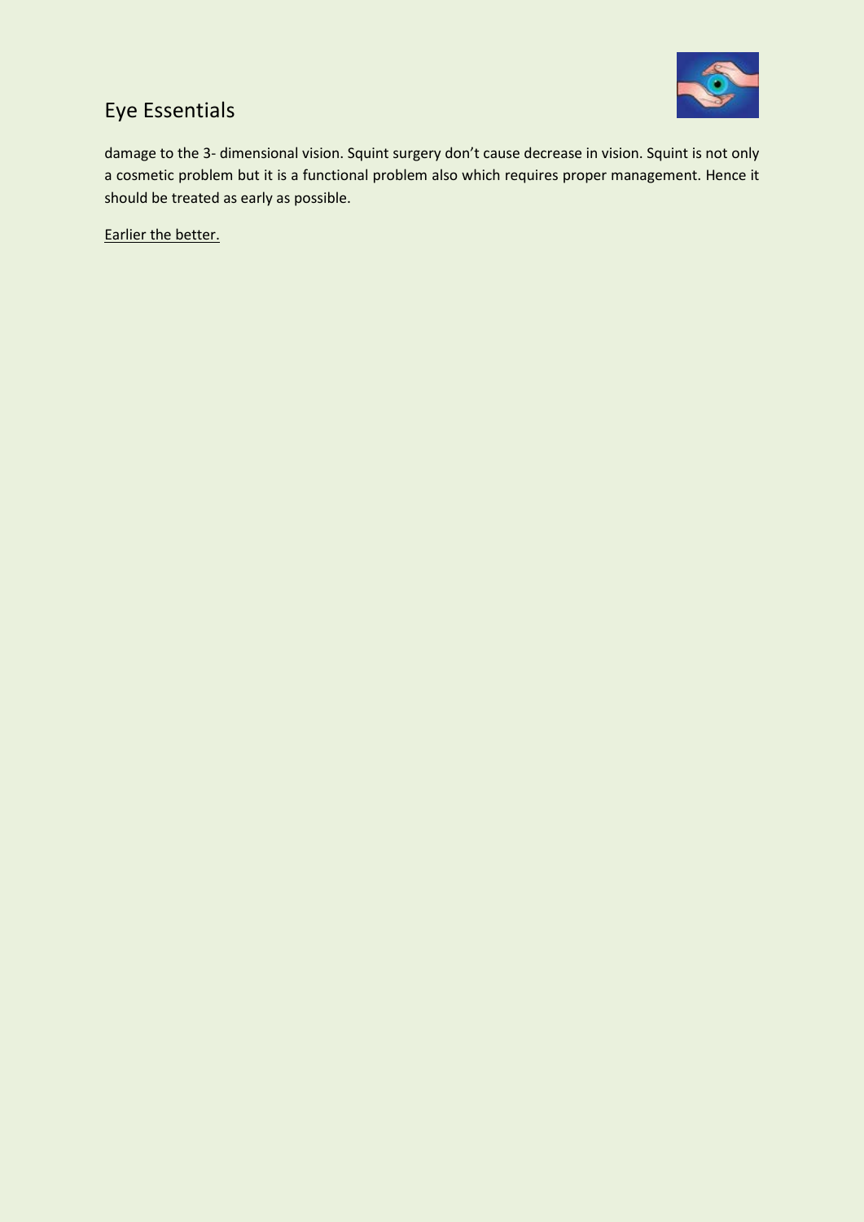damage to the 3- dimensional vision. Squint surgery don't cause decrease in vision. Squint is not only a cosmetic problem but it is a functional problem also which requires proper management. Hence it should be treated as early as possible.

<u>Earlier the better.</u>